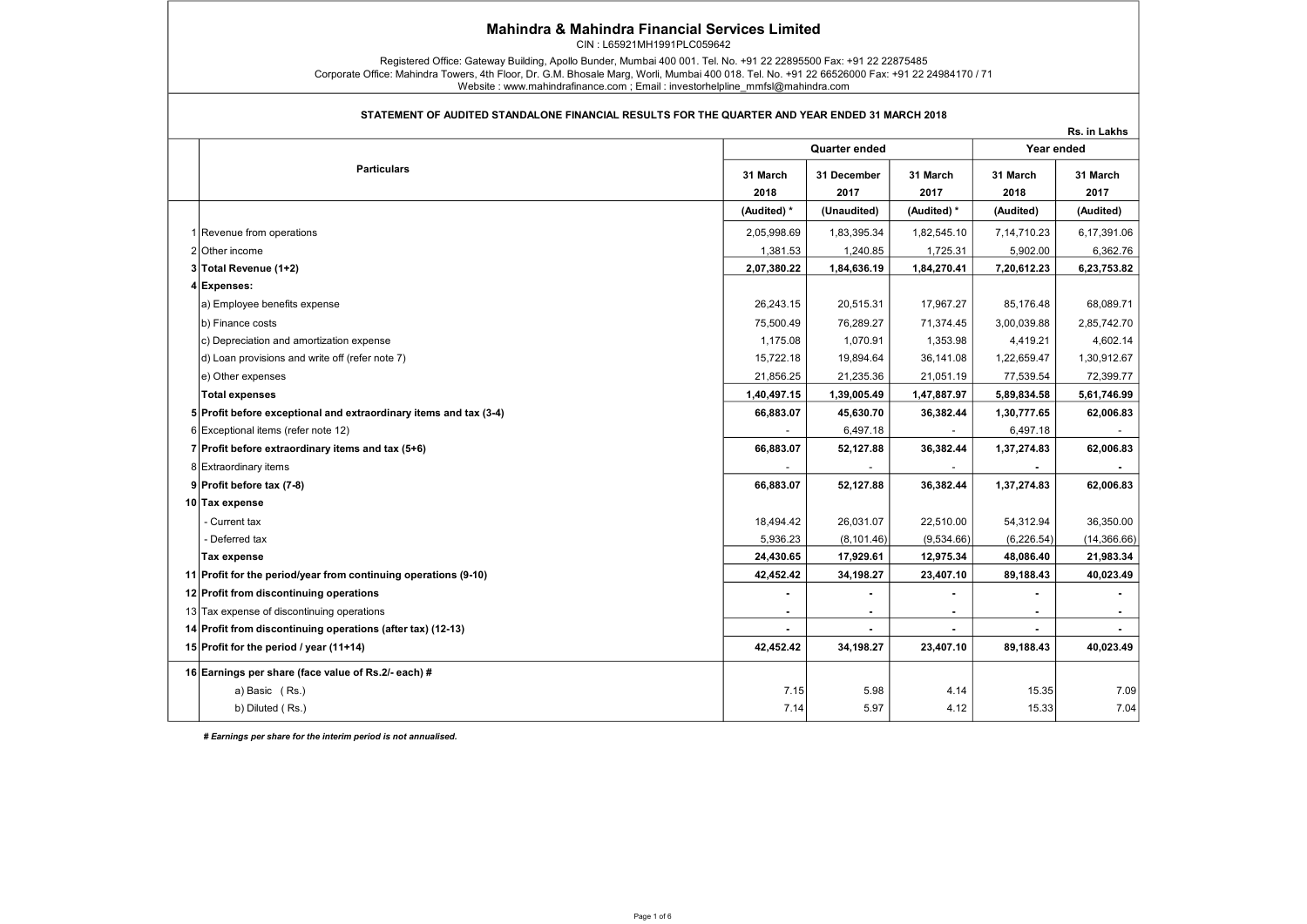# Mahindra & Mahindra Financial Services Limited

CIN : L65921MH1991PLC059642

Registered Office: Gateway Building, Apollo Bunder, Mumbai 400 001. Tel. No. +91 22 22895500 Fax: +91 22 22875485
Corporate Office: Mahindra Towers, 4th Floor, Dr. G.M. Bhosale Marg, Worli, Mumbai 400 018. Tel. No. +91 22 66526000 Fax: +91 22 24984170 / 71
Website : www.mahindrafinance.com ; Email : investorhelpline_mmfsl@mahindra.com

## STATEMENT OF AUDITED STANDALONE FINANCIAL RESULTS FOR THE QUARTER AND YEAR ENDED 31 MARCH 2018

Rs. in Lakhs

| | Particulars | Quarter ended | | | Year ended | |
|---|---|---|---|---|---|---|
| | | 31 March 2018 | 31 December 2017 | 31 March 2017 | 31 March 2018 | 31 March 2017 |
| | | (Audited) * | (Unaudited) | (Audited) * | (Audited) | (Audited) |
| 1 | Revenue from operations | 2,05,998.69 | 1,83,395.34 | 1,82,545.10 | 7,14,710.23 | 6,17,391.06 |
| 2 | Other income | 1,381.53 | 1,240.85 | 1,725.31 | 5,902.00 | 6,362.76 |
| 3 | **Total Revenue (1+2)** | **2,07,380.22** | **1,84,636.19** | **1,84,270.41** | **7,20,612.23** | **6,23,753.82** |
| 4 | **Expenses:** | | | | | |
| | a) Employee benefits expense | 26,243.15 | 20,515.31 | 17,967.27 | 85,176.48 | 68,089.71 |
| | b) Finance costs | 75,500.49 | 76,289.27 | 71,374.45 | 3,00,039.88 | 2,85,742.70 |
| | c) Depreciation and amortization expense | 1,175.08 | 1,070.91 | 1,353.98 | 4,419.21 | 4,602.14 |
| | d) Loan provisions and write off (refer note 7) | 15,722.18 | 19,894.64 | 36,141.08 | 1,22,659.47 | 1,30,912.67 |
| | e) Other expenses | 21,856.25 | 21,235.36 | 21,051.19 | 77,539.54 | 72,399.77 |
| | **Total expenses** | **1,40,497.15** | **1,39,005.49** | **1,47,887.97** | **5,89,834.58** | **5,61,746.99** |
| 5 | **Profit before exceptional and extraordinary items and tax (3-4)** | **66,883.07** | **45,630.70** | **36,382.44** | **1,30,777.65** | **62,006.83** |
| 6 | Exceptional items (refer note 12) | - | 6,497.18 | - | 6,497.18 | - |
| 7 | **Profit before extraordinary items and tax (5+6)** | **66,883.07** | **52,127.88** | **36,382.44** | **1,37,274.83** | **62,006.83** |
| 8 | Extraordinary items | - | - | - | - | - |
| 9 | **Profit before tax (7-8)** | **66,883.07** | **52,127.88** | **36,382.44** | **1,37,274.83** | **62,006.83** |
| 10 | **Tax expense** | | | | | |
| | - Current tax | 18,494.42 | 26,031.07 | 22,510.00 | 54,312.94 | 36,350.00 |
| | - Deferred tax | 5,936.23 | (8,101.46) | (9,534.66) | (6,226.54) | (14,366.66) |
| | **Tax expense** | **24,430.65** | **17,929.61** | **12,975.34** | **48,086.40** | **21,983.34** |
| 11 | **Profit for the period/year from continuing operations (9-10)** | **42,452.42** | **34,198.27** | **23,407.10** | **89,188.43** | **40,023.49** |
| 12 | **Profit from discontinuing operations** | - | - | - | - | - |
| 13 | Tax expense of discontinuing operations | - | - | - | - | - |
| 14 | **Profit from discontinuing operations (after tax) (12-13)** | - | - | - | - | - |
| 15 | **Profit for the period / year (11+14)** | **42,452.42** | **34,198.27** | **23,407.10** | **89,188.43** | **40,023.49** |
| 16 | **Earnings per share (face value of Rs.2/- each) #** | | | | | |
| | a) Basic ( Rs.) | 7.15 | 5.98 | 4.14 | 15.35 | 7.09 |
| | b) Diluted ( Rs.) | 7.14 | 5.97 | 4.12 | 15.33 | 7.04 |

***# Earnings per share for the interim period is not annualised.***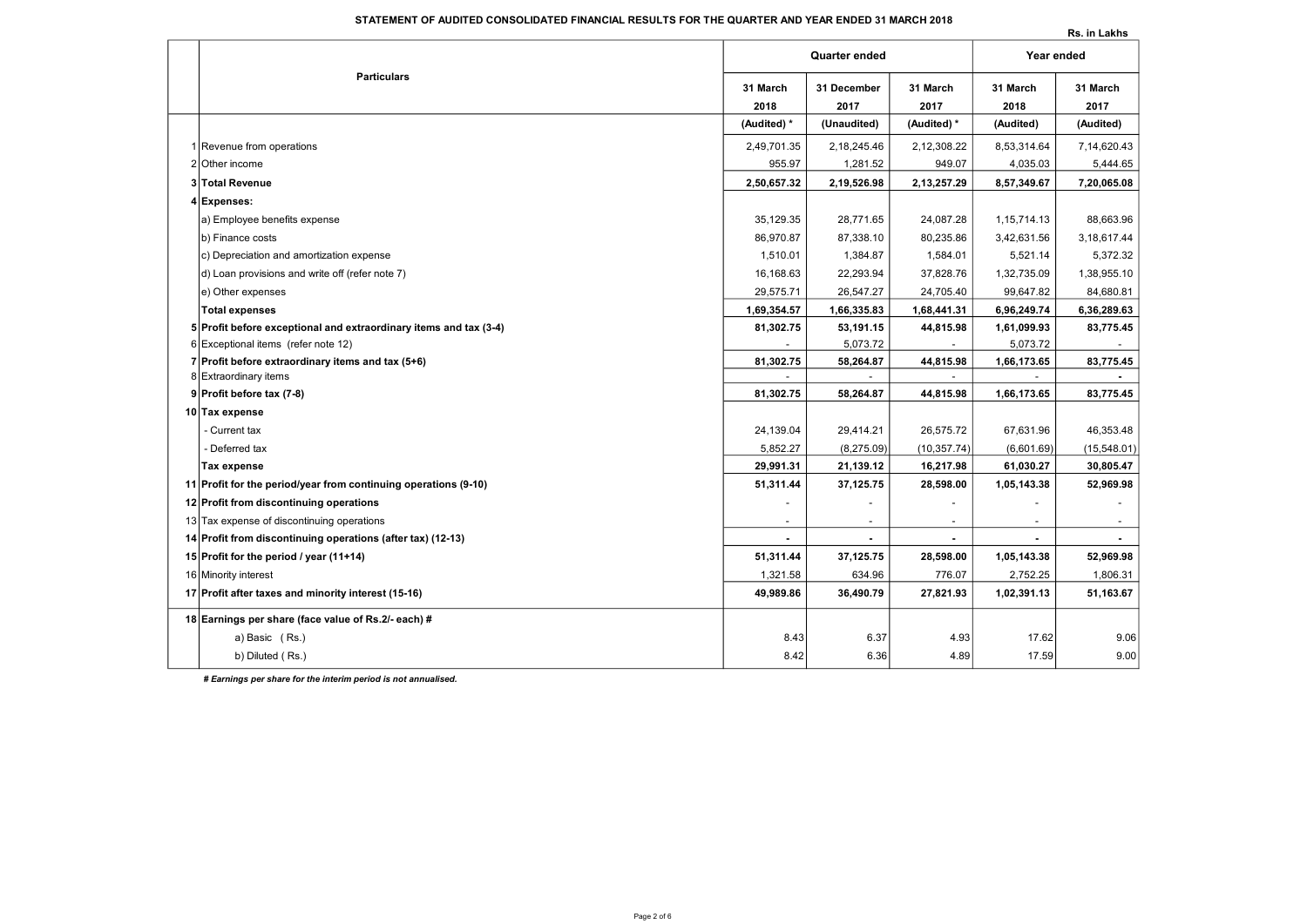**STATEMENT OF AUDITED CONSOLIDATED FINANCIAL RESULTS FOR THE QUARTER AND YEAR ENDED 31 MARCH 2018**

**Rs. in Lakhs**

| | Particulars | Quarter ended | | | Year ended | |
|---|---|---|---|---|---|---|
| | | 31 March 2018 | 31 December 2017 | 31 March 2017 | 31 March 2018 | 31 March 2017 |
| | | (Audited) * | (Unaudited) | (Audited) * | (Audited) | (Audited) |
| 1 | Revenue from operations | 2,49,701.35 | 2,18,245.46 | 2,12,308.22 | 8,53,314.64 | 7,14,620.43 |
| 2 | Other income | 955.97 | 1,281.52 | 949.07 | 4,035.03 | 5,444.65 |
| 3 | **Total Revenue** | **2,50,657.32** | **2,19,526.98** | **2,13,257.29** | **8,57,349.67** | **7,20,065.08** |
| 4 | **Expenses:** | | | | | |
| | a) Employee benefits expense | 35,129.35 | 28,771.65 | 24,087.28 | 1,15,714.13 | 88,663.96 |
| | b) Finance costs | 86,970.87 | 87,338.10 | 80,235.86 | 3,42,631.56 | 3,18,617.44 |
| | c) Depreciation and amortization expense | 1,510.01 | 1,384.87 | 1,584.01 | 5,521.14 | 5,372.32 |
| | d) Loan provisions and write off (refer note 7) | 16,168.63 | 22,293.94 | 37,828.76 | 1,32,735.09 | 1,38,955.10 |
| | e) Other expenses | 29,575.71 | 26,547.27 | 24,705.40 | 99,647.82 | 84,680.81 |
| | **Total expenses** | **1,69,354.57** | **1,66,335.83** | **1,68,441.31** | **6,96,249.74** | **6,36,289.63** |
| 5 | **Profit before exceptional and extraordinary items and tax (3-4)** | **81,302.75** | **53,191.15** | **44,815.98** | **1,61,099.93** | **83,775.45** |
| 6 | Exceptional items (refer note 12) | - | 5,073.72 | - | 5,073.72 | - |
| 7 | **Profit before extraordinary items and tax (5+6)** | **81,302.75** | **58,264.87** | **44,815.98** | **1,66,173.65** | **83,775.45** |
| 8 | Extraordinary items | - | - | - | - | - |
| 9 | **Profit before tax (7-8)** | **81,302.75** | **58,264.87** | **44,815.98** | **1,66,173.65** | **83,775.45** |
| 10 | **Tax expense** | | | | | |
| | - Current tax | 24,139.04 | 29,414.21 | 26,575.72 | 67,631.96 | 46,353.48 |
| | - Deferred tax | 5,852.27 | (8,275.09) | (10,357.74) | (6,601.69) | (15,548.01) |
| | **Tax expense** | **29,991.31** | **21,139.12** | **16,217.98** | **61,030.27** | **30,805.47** |
| 11 | **Profit for the period/year from continuing operations (9-10)** | **51,311.44** | **37,125.75** | **28,598.00** | **1,05,143.38** | **52,969.98** |
| 12 | **Profit from discontinuing operations** | - | - | - | - | - |
| 13 | Tax expense of discontinuing operations | - | - | - | - | - |
| 14 | **Profit from discontinuing operations (after tax) (12-13)** | **-** | **-** | **-** | **-** | **-** |
| 15 | **Profit for the period / year (11+14)** | **51,311.44** | **37,125.75** | **28,598.00** | **1,05,143.38** | **52,969.98** |
| 16 | Minority interest | 1,321.58 | 634.96 | 776.07 | 2,752.25 | 1,806.31 |
| 17 | **Profit after taxes and minority interest (15-16)** | **49,989.86** | **36,490.79** | **27,821.93** | **1,02,391.13** | **51,163.67** |
| 18 | **Earnings per share (face value of Rs.2/- each) #** | | | | | |
| | a) Basic ( Rs.) | 8.43 | 6.37 | 4.93 | 17.62 | 9.06 |
| | b) Diluted ( Rs.) | 8.42 | 6.36 | 4.89 | 17.59 | 9.00 |

***# Earnings per share for the interim period is not annualised.***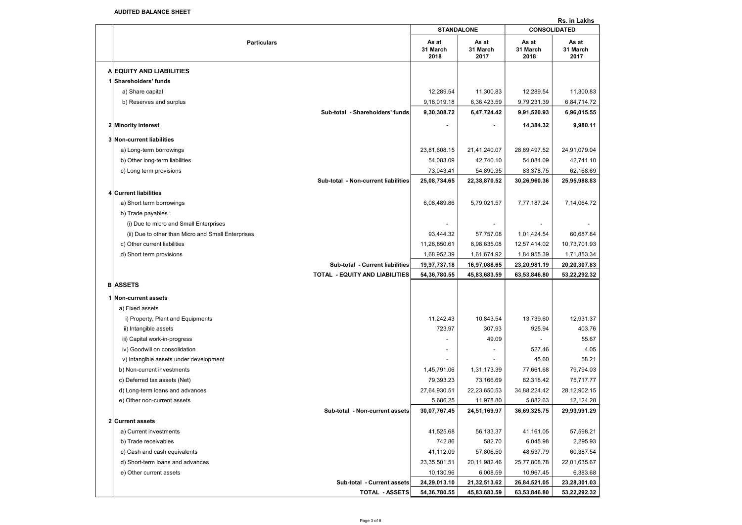**AUDITED BALANCE SHEET**

Rs. in Lakhs

| | Particulars | STANDALONE | | CONSOLIDATED | |
|---|---|---|---|---|---|
| | | As at 31 March 2018 | As at 31 March 2017 | As at 31 March 2018 | As at 31 March 2017 |
| **A** | **EQUITY AND LIABILITIES** | | | | |
| **1** | **Shareholders' funds** | | | | |
| | a) Share capital | 12,289.54 | 11,300.83 | 12,289.54 | 11,300.83 |
| | b) Reserves and surplus | 9,18,019.18 | 6,36,423.59 | 9,79,231.39 | 6,84,714.72 |
| | **Sub-total - Shareholders' funds** | **9,30,308.72** | **6,47,724.42** | **9,91,520.93** | **6,96,015.55** |
| **2** | **Minority interest** | **-** | **-** | **14,384.32** | **9,980.11** |
| **3** | **Non-current liabilities** | | | | |
| | a) Long-term borrowings | 23,81,608.15 | 21,41,240.07 | 28,89,497.52 | 24,91,079.04 |
| | b) Other long-term liabilities | 54,083.09 | 42,740.10 | 54,084.09 | 42,741.10 |
| | c) Long term provisions | 73,043.41 | 54,890.35 | 83,378.75 | 62,168.69 |
| | **Sub-total - Non-current liabilities** | **25,08,734.65** | **22,38,870.52** | **30,26,960.36** | **25,95,988.83** |
| **4** | **Current liabilities** | | | | |
| | a) Short term borrowings | 6,08,489.86 | 5,79,021.57 | 7,77,187.24 | 7,14,064.72 |
| | b) Trade payables : | | | | |
| | (i) Due to micro and Small Enterprises | - | - | - | - |
| | (ii) Due to other than Micro and Small Enterprises | 93,444.32 | 57,757.08 | 1,01,424.54 | 60,687.84 |
| | c) Other current liabilities | 11,26,850.61 | 8,98,635.08 | 12,57,414.02 | 10,73,701.93 |
| | d) Short term provisions | 1,68,952.39 | 1,61,674.92 | 1,84,955.39 | 1,71,853.34 |
| | **Sub-total - Current liabilities** | **19,97,737.18** | **16,97,088.65** | **23,20,981.19** | **20,20,307.83** |
| | **TOTAL - EQUITY AND LIABILITIES** | **54,36,780.55** | **45,83,683.59** | **63,53,846.80** | **53,22,292.32** |
| **B** | **ASSETS** | | | | |
| **1** | **Non-current assets** | | | | |
| | a) Fixed assets | | | | |
| | i) Property, Plant and Equipments | 11,242.43 | 10,843.54 | 13,739.60 | 12,931.37 |
| | ii) Intangible assets | 723.97 | 307.93 | 925.94 | 403.76 |
| | iii) Capital work-in-progress | - | 49.09 | - | 55.67 |
| | iv) Goodwill on consolidation | - | - | 527.46 | 4.05 |
| | v) Intangible assets under development | - | - | 45.60 | 58.21 |
| | b) Non-current investments | 1,45,791.06 | 1,31,173.39 | 77,661.68 | 79,794.03 |
| | c) Deferred tax assets (Net) | 79,393.23 | 73,166.69 | 82,318.42 | 75,717.77 |
| | d) Long-term loans and advances | 27,64,930.51 | 22,23,650.53 | 34,88,224.42 | 28,12,902.15 |
| | e) Other non-current assets | 5,686.25 | 11,978.80 | 5,882.63 | 12,124.28 |
| | **Sub-total - Non-current assets** | **30,07,767.45** | **24,51,169.97** | **36,69,325.75** | **29,93,991.29** |
| **2** | **Current assets** | | | | |
| | a) Current investments | 41,525.68 | 56,133.37 | 41,161.05 | 57,598.21 |
| | b) Trade receivables | 742.86 | 582.70 | 6,045.98 | 2,295.93 |
| | c) Cash and cash equivalents | 41,112.09 | 57,806.50 | 48,537.79 | 60,387.54 |
| | d) Short-term loans and advances | 23,35,501.51 | 20,11,982.46 | 25,77,808.78 | 22,01,635.67 |
| | e) Other current assets | 10,130.96 | 6,008.59 | 10,967.45 | 6,383.68 |
| | **Sub-total - Current assets** | **24,29,013.10** | **21,32,513.62** | **26,84,521.05** | **23,28,301.03** |
| | **TOTAL - ASSETS** | **54,36,780.55** | **45,83,683.59** | **63,53,846.80** | **53,22,292.32** |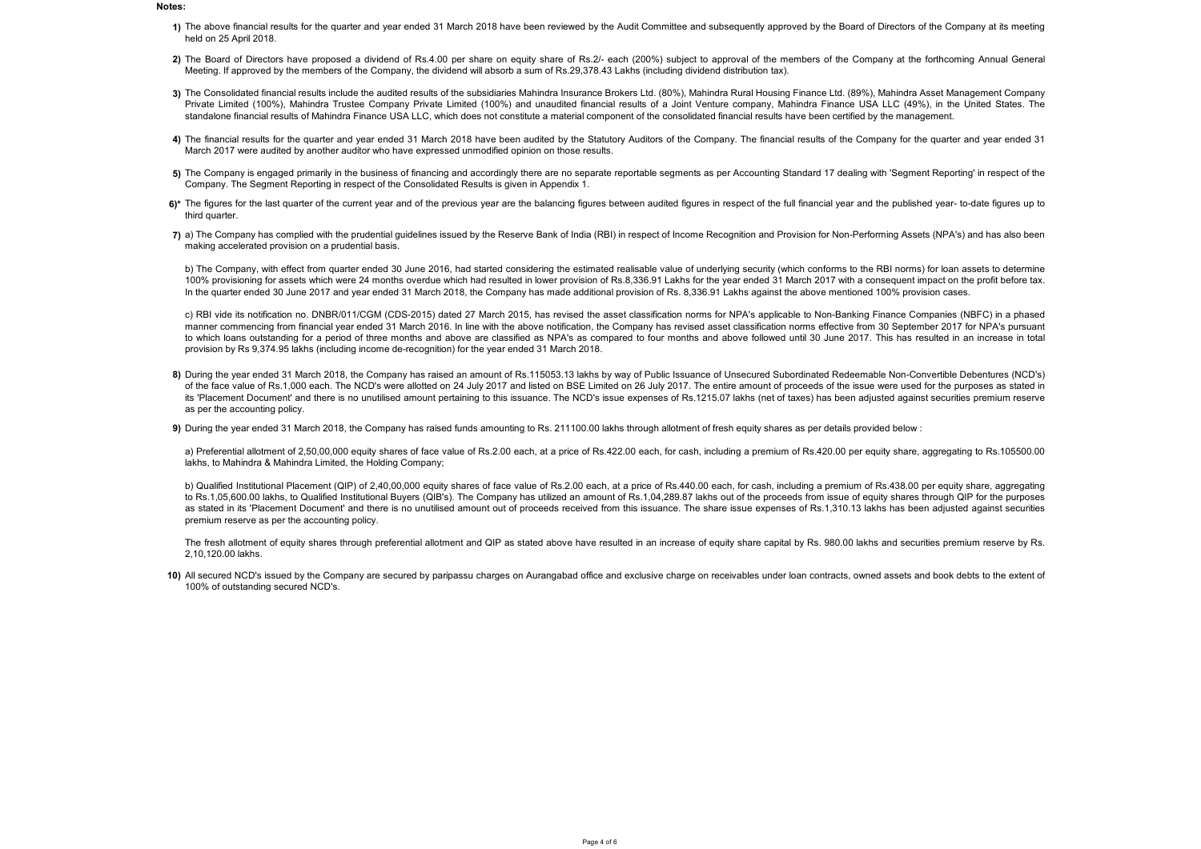**Notes:**

1) The above financial results for the quarter and year ended 31 March 2018 have been reviewed by the Audit Committee and subsequently approved by the Board of Directors of the Company at its meeting held on 25 April 2018.

2) The Board of Directors have proposed a dividend of Rs.4.00 per share on equity share of Rs.2/- each (200%) subject to approval of the members of the Company at the forthcoming Annual General Meeting. If approved by the members of the Company, the dividend will absorb a sum of Rs.29,378.43 Lakhs (including dividend distribution tax).

3) The Consolidated financial results include the audited results of the subsidiaries Mahindra Insurance Brokers Ltd. (80%), Mahindra Rural Housing Finance Ltd. (89%), Mahindra Asset Management Company Private Limited (100%), Mahindra Trustee Company Private Limited (100%) and unaudited financial results of a Joint Venture company, Mahindra Finance USA LLC (49%), in the United States. The standalone financial results of Mahindra Finance USA LLC, which does not constitute a material component of the consolidated financial results have been certified by the management.

4) The financial results for the quarter and year ended 31 March 2018 have been audited by the Statutory Auditors of the Company. The financial results of the Company for the quarter and year ended 31 March 2017 were audited by another auditor who have expressed unmodified opinion on those results.

5) The Company is engaged primarily in the business of financing and accordingly there are no separate reportable segments as per Accounting Standard 17 dealing with 'Segment Reporting' in respect of the Company. The Segment Reporting in respect of the Consolidated Results is given in Appendix 1.

6)* The figures for the last quarter of the current year and of the previous year are the balancing figures between audited figures in respect of the full financial year and the published year- to-date figures up to third quarter.

7) a) The Company has complied with the prudential guidelines issued by the Reserve Bank of India (RBI) in respect of Income Recognition and Provision for Non-Performing Assets (NPA's) and has also been making accelerated provision on a prudential basis.

b) The Company, with effect from quarter ended 30 June 2016, had started considering the estimated realisable value of underlying security (which conforms to the RBI norms) for loan assets to determine 100% provisioning for assets which were 24 months overdue which had resulted in lower provision of Rs.8,336.91 Lakhs for the year ended 31 March 2017 with a consequent impact on the profit before tax. In the quarter ended 30 June 2017 and year ended 31 March 2018, the Company has made additional provision of Rs. 8,336.91 Lakhs against the above mentioned 100% provision cases.

c) RBI vide its notification no. DNBR/011/CGM (CDS-2015) dated 27 March 2015, has revised the asset classification norms for NPA's applicable to Non-Banking Finance Companies (NBFC) in a phased manner commencing from financial year ended 31 March 2016. In line with the above notification, the Company has revised asset classification norms effective from 30 September 2017 for NPA's pursuant to which loans outstanding for a period of three months and above are classified as NPA's as compared to four months and above followed until 30 June 2017. This has resulted in an increase in total provision by Rs 9,374.95 lakhs (including income de-recognition) for the year ended 31 March 2018.

8) During the year ended 31 March 2018, the Company has raised an amount of Rs.115053.13 lakhs by way of Public Issuance of Unsecured Subordinated Redeemable Non-Convertible Debentures (NCD's) of the face value of Rs.1,000 each. The NCD's were allotted on 24 July 2017 and listed on BSE Limited on 26 July 2017. The entire amount of proceeds of the issue were used for the purposes as stated in its 'Placement Document' and there is no unutilised amount pertaining to this issuance. The NCD's issue expenses of Rs.1215.07 lakhs (net of taxes) has been adjusted against securities premium reserve as per the accounting policy.

9) During the year ended 31 March 2018, the Company has raised funds amounting to Rs. 211100.00 lakhs through allotment of fresh equity shares as per details provided below :

a) Preferential allotment of 2,50,00,000 equity shares of face value of Rs.2.00 each, at a price of Rs.422.00 each, for cash, including a premium of Rs.420.00 per equity share, aggregating to Rs.105500.00 lakhs, to Mahindra & Mahindra Limited, the Holding Company;

b) Qualified Institutional Placement (QIP) of 2,40,00,000 equity shares of face value of Rs.2.00 each, at a price of Rs.440.00 each, for cash, including a premium of Rs.438.00 per equity share, aggregating to Rs.1,05,600.00 lakhs, to Qualified Institutional Buyers (QIB's). The Company has utilized an amount of Rs.1,04,289.87 lakhs out of the proceeds from issue of equity shares through QIP for the purposes as stated in its 'Placement Document' and there is no unutilised amount out of proceeds received from this issuance. The share issue expenses of Rs.1,310.13 lakhs has been adjusted against securities premium reserve as per the accounting policy.

The fresh allotment of equity shares through preferential allotment and QIP as stated above have resulted in an increase of equity share capital by Rs. 980.00 lakhs and securities premium reserve by Rs. 2,10,120.00 lakhs.

10) All secured NCD's issued by the Company are secured by paripassu charges on Aurangabad office and exclusive charge on receivables under loan contracts, owned assets and book debts to the extent of 100% of outstanding secured NCD's.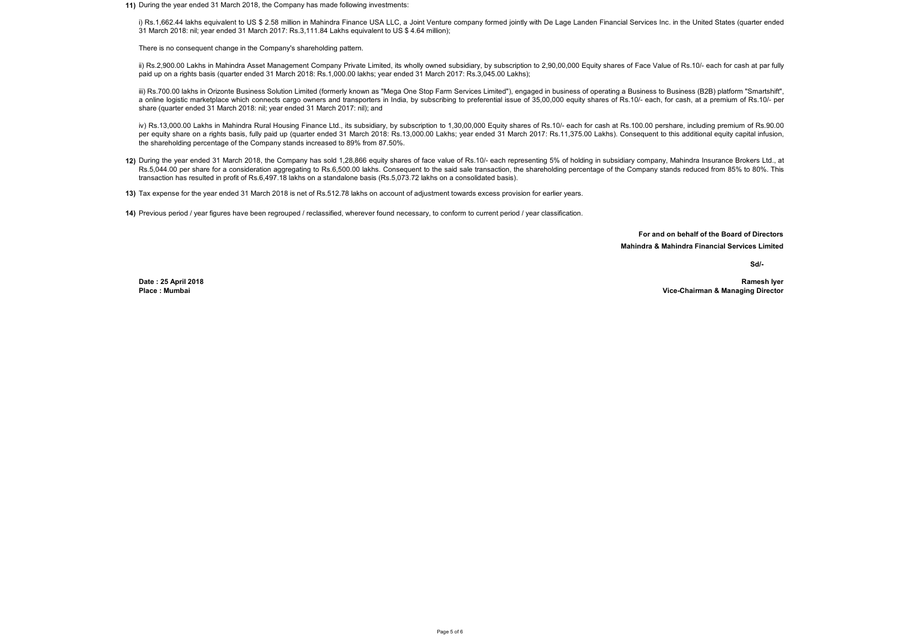11) During the year ended 31 March 2018, the Company has made following investments:

i) Rs.1,662.44 lakhs equivalent to US $ 2.58 million in Mahindra Finance USA LLC, a Joint Venture company formed jointly with De Lage Landen Financial Services Inc. in the United States (quarter ended 31 March 2018: nil; year ended 31 March 2017: Rs.3,111.84 Lakhs equivalent to US $ 4.64 million);

There is no consequent change in the Company's shareholding pattern.

ii) Rs.2,900.00 Lakhs in Mahindra Asset Management Company Private Limited, its wholly owned subsidiary, by subscription to 2,90,00,000 Equity shares of Face Value of Rs.10/- each for cash at par fully paid up on a rights basis (quarter ended 31 March 2018: Rs.1,000.00 lakhs; year ended 31 March 2017: Rs.3,045.00 Lakhs);

iii) Rs.700.00 lakhs in Orizonte Business Solution Limited (formerly known as "Mega One Stop Farm Services Limited"), engaged in business of operating a Business to Business (B2B) platform "Smartshift", a online logistic marketplace which connects cargo owners and transporters in India, by subscribing to preferential issue of 35,00,000 equity shares of Rs.10/- each, for cash, at a premium of Rs.10/- per share (quarter ended 31 March 2018: nil; year ended 31 March 2017: nil); and

iv) Rs.13,000.00 Lakhs in Mahindra Rural Housing Finance Ltd., its subsidiary, by subscription to 1,30,00,000 Equity shares of Rs.10/- each for cash at Rs.100.00 pershare, including premium of Rs.90.00 per equity share on a rights basis, fully paid up (quarter ended 31 March 2018: Rs.13,000.00 Lakhs; year ended 31 March 2017: Rs.11,375.00 Lakhs). Consequent to this additional equity capital infusion, the shareholding percentage of the Company stands increased to 89% from 87.50%.

12) During the year ended 31 March 2018, the Company has sold 1,28,866 equity shares of face value of Rs.10/- each representing 5% of holding in subsidiary company, Mahindra Insurance Brokers Ltd., at Rs.5,044.00 per share for a consideration aggregating to Rs.6,500.00 lakhs. Consequent to the said sale transaction, the shareholding percentage of the Company stands reduced from 85% to 80%. This transaction has resulted in profit of Rs.6,497.18 lakhs on a standalone basis (Rs.5,073.72 lakhs on a consolidated basis).

13) Tax expense for the year ended 31 March 2018 is net of Rs.512.78 lakhs on account of adjustment towards excess provision for earlier years.

14) Previous period / year figures have been regrouped / reclassified, wherever found necessary, to conform to current period / year classification.

**For and on behalf of the Board of Directors**
**Mahindra & Mahindra Financial Services Limited**

**Sd/-**

**Date : 25 April 2018**
**Place : Mumbai**

**Ramesh Iyer**
**Vice-Chairman & Managing Director**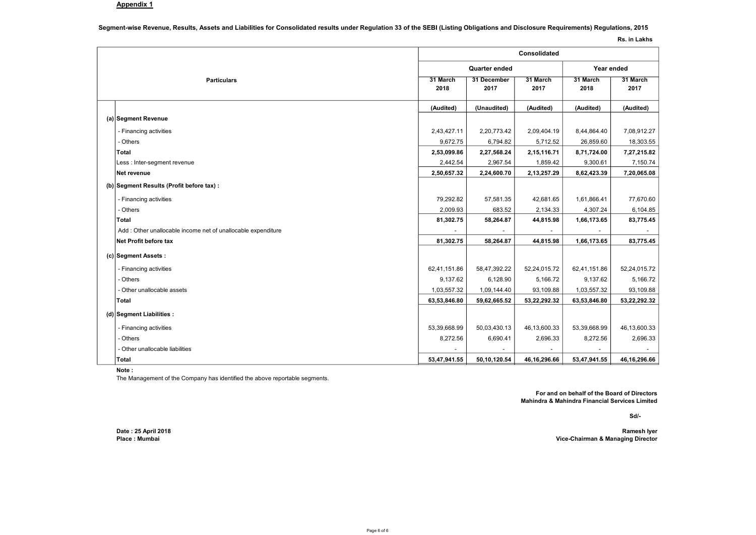**Appendix 1**

**Segment-wise Revenue, Results, Assets and Liabilities for Consolidated results under Regulation 33 of the SEBI (Listing Obligations and Disclosure Requirements) Regulations, 2015**

**Rs. in Lakhs**

| Particulars | Consolidated | | | | |
|---|---|---|---|---|---|
| | Quarter ended | | | Year ended | |
| | 31 March 2018 | 31 December 2017 | 31 March 2017 | 31 March 2018 | 31 March 2017 |
| | (Audited) | (Unaudited) | (Audited) | (Audited) | (Audited) |
| **(a) Segment Revenue** | | | | | |
| - Financing activities | 2,43,427.11 | 2,20,773.42 | 2,09,404.19 | 8,44,864.40 | 7,08,912.27 |
| - Others | 9,672.75 | 6,794.82 | 5,712.52 | 26,859.60 | 18,303.55 |
| **Total** | **2,53,099.86** | **2,27,568.24** | **2,15,116.71** | **8,71,724.00** | **7,27,215.82** |
| Less : Inter-segment revenue | 2,442.54 | 2,967.54 | 1,859.42 | 9,300.61 | 7,150.74 |
| **Net revenue** | **2,50,657.32** | **2,24,600.70** | **2,13,257.29** | **8,62,423.39** | **7,20,065.08** |
| **(b) Segment Results (Profit before tax) :** | | | | | |
| - Financing activities | 79,292.82 | 57,581.35 | 42,681.65 | 1,61,866.41 | 77,670.60 |
| - Others | 2,009.93 | 683.52 | 2,134.33 | 4,307.24 | 6,104.85 |
| **Total** | **81,302.75** | **58,264.87** | **44,815.98** | **1,66,173.65** | **83,775.45** |
| Add : Other unallocable income net of unallocable expenditure | - | - | - | - | - |
| **Net Profit before tax** | **81,302.75** | **58,264.87** | **44,815.98** | **1,66,173.65** | **83,775.45** |
| **(c) Segment Assets :** | | | | | |
| - Financing activities | 62,41,151.86 | 58,47,392.22 | 52,24,015.72 | 62,41,151.86 | 52,24,015.72 |
| - Others | 9,137.62 | 6,128.90 | 5,166.72 | 9,137.62 | 5,166.72 |
| - Other unallocable assets | 1,03,557.32 | 1,09,144.40 | 93,109.88 | 1,03,557.32 | 93,109.88 |
| **Total** | **63,53,846.80** | **59,62,665.52** | **53,22,292.32** | **63,53,846.80** | **53,22,292.32** |
| **(d) Segment Liabilities :** | | | | | |
| - Financing activities | 53,39,668.99 | 50,03,430.13 | 46,13,600.33 | 53,39,668.99 | 46,13,600.33 |
| - Others | 8,272.56 | 6,690.41 | 2,696.33 | 8,272.56 | 2,696.33 |
| - Other unallocable liabilities | - | - | - | - | - |
| **Total** | **53,47,941.55** | **50,10,120.54** | **46,16,296.66** | **53,47,941.55** | **46,16,296.66** |

**Note :**

The Management of the Company has identified the above reportable segments.

**For and on behalf of the Board of Directors**
**Mahindra & Mahindra Financial Services Limited**

**Sd/-**

**Ramesh Iyer**
**Vice-Chairman & Managing Director**

**Date : 25 April 2018**
**Place : Mumbai**